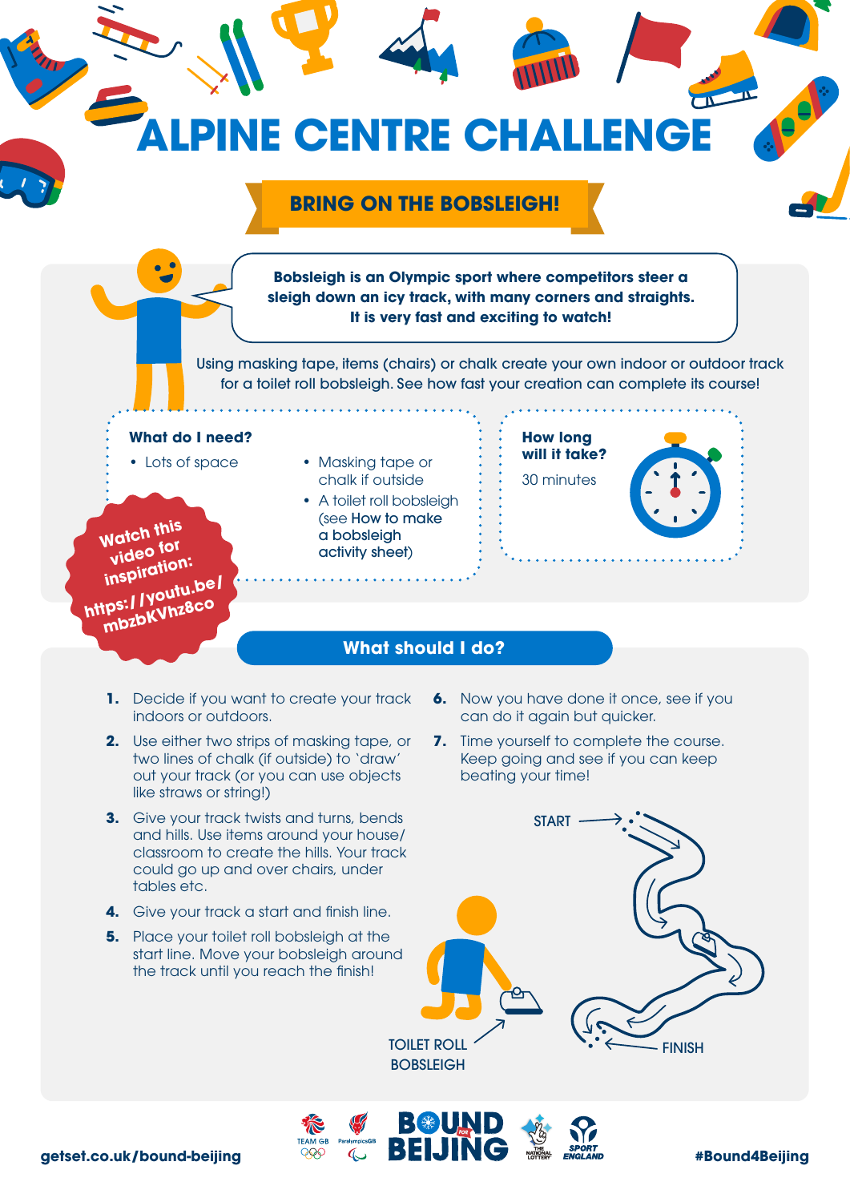# ALPINE CENTRE CHALLENGE

## BRING ON THE BOBSLEIGH!

**Bobsleigh is an Olympic sport where competitors steer a sleigh down an icy track, with many corners and straights. It is very fast and exciting to watch!**

Using masking tape, items (chairs) or chalk create your own indoor or outdoor track for a toilet roll bobsleigh. See how fast your creation can complete its course!

### What do I need?

- Lots of space
- Masking tape or chalk if outside
- A toilet roll bobsleigh (see How to make a bobsleigh activity sheet)

### How long will it take?

30 minutes

**Watch this video for inspiration: https://youtu.be/mbzbKVhz8co**

## What should I do?

1. Decide if you want to create your track indoors or outdoors.
2. Use either two strips of masking tape, or two lines of chalk (if outside) to 'draw' out your track (or you can use objects like straws or string!)
3. Give your track twists and turns, bends and hills. Use items around your house/classroom to create the hills. Your track could go up and over chairs, under tables etc.
4. Give your track a start and finish line.
5. Place your toilet roll bobsleigh at the start line. Move your bobsleigh around the track until you reach the finish!
6. Now you have done it once, see if you can do it again but quicker.
7. Time yourself to complete the course. Keep going and see if you can keep beating your time!

START

FINISH

TOILET ROLL BOBSLEIGH

getset.co.uk/bound-beijing

#Bound4Beijing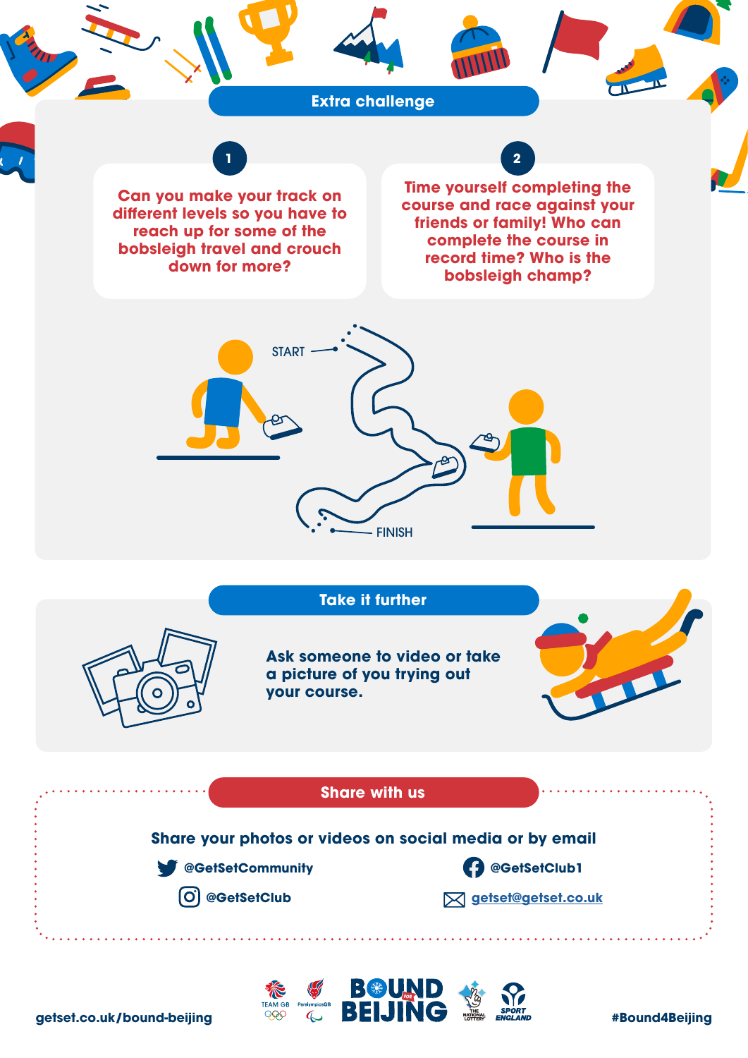## Extra challenge

**1**

Can you make your track on different levels so you have to reach up for some of the bobsleigh travel and crouch down for more?

**2**

Time yourself completing the course and race against your friends or family! Who can complete the course in record time? Who is the bobsleigh champ?

START

FINISH

## Take it further

Ask someone to video or take a picture of you trying out your course.

## Share with us

Share your photos or videos on social media or by email

@GetSetCommunity

@GetSetClub1

@GetSetClub

getset@getset.co.uk

getset.co.uk/bound-beijing

BOUND FOR BEIJING

#Bound4Beijing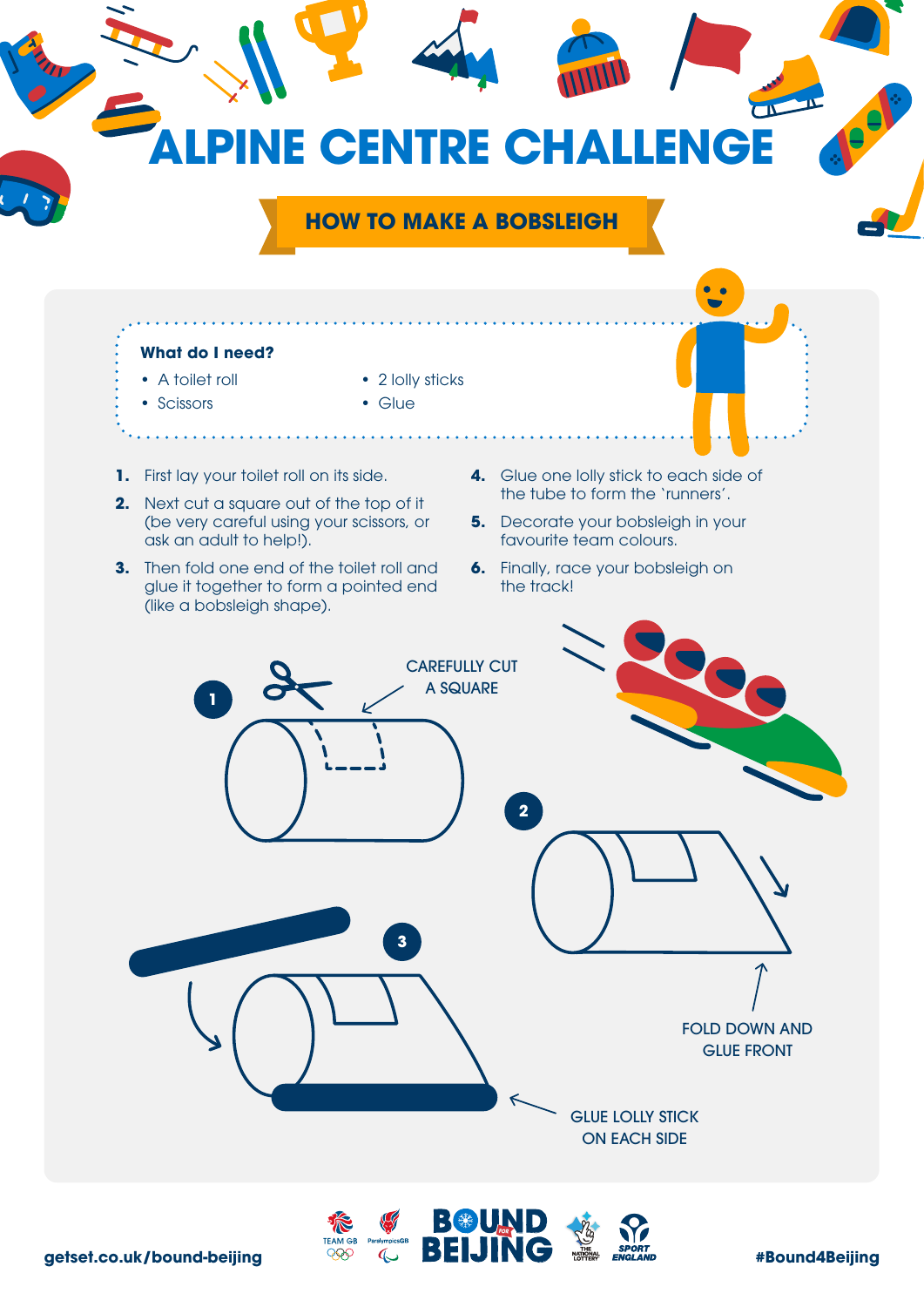# ALPINE CENTRE CHALLENGE

## HOW TO MAKE A BOBSLEIGH

**What do I need?**

- A toilet roll
- Scissors
- 2 lolly sticks
- Glue

1. First lay your toilet roll on its side.
2. Next cut a square out of the top of it (be very careful using your scissors, or ask an adult to help!).
3. Then fold one end of the toilet roll and glue it together to form a pointed end (like a bobsleigh shape).
4. Glue one lolly stick to each side of the tube to form the 'runners'.
5. Decorate your bobsleigh in your favourite team colours.
6. Finally, race your bobsleigh on the track!

1

CAREFULLY CUT A SQUARE

2

FOLD DOWN AND GLUE FRONT

3

GLUE LOLLY STICK ON EACH SIDE

getset.co.uk/bound-beijing

BOUND FOR BEIJING

#Bound4Beijing